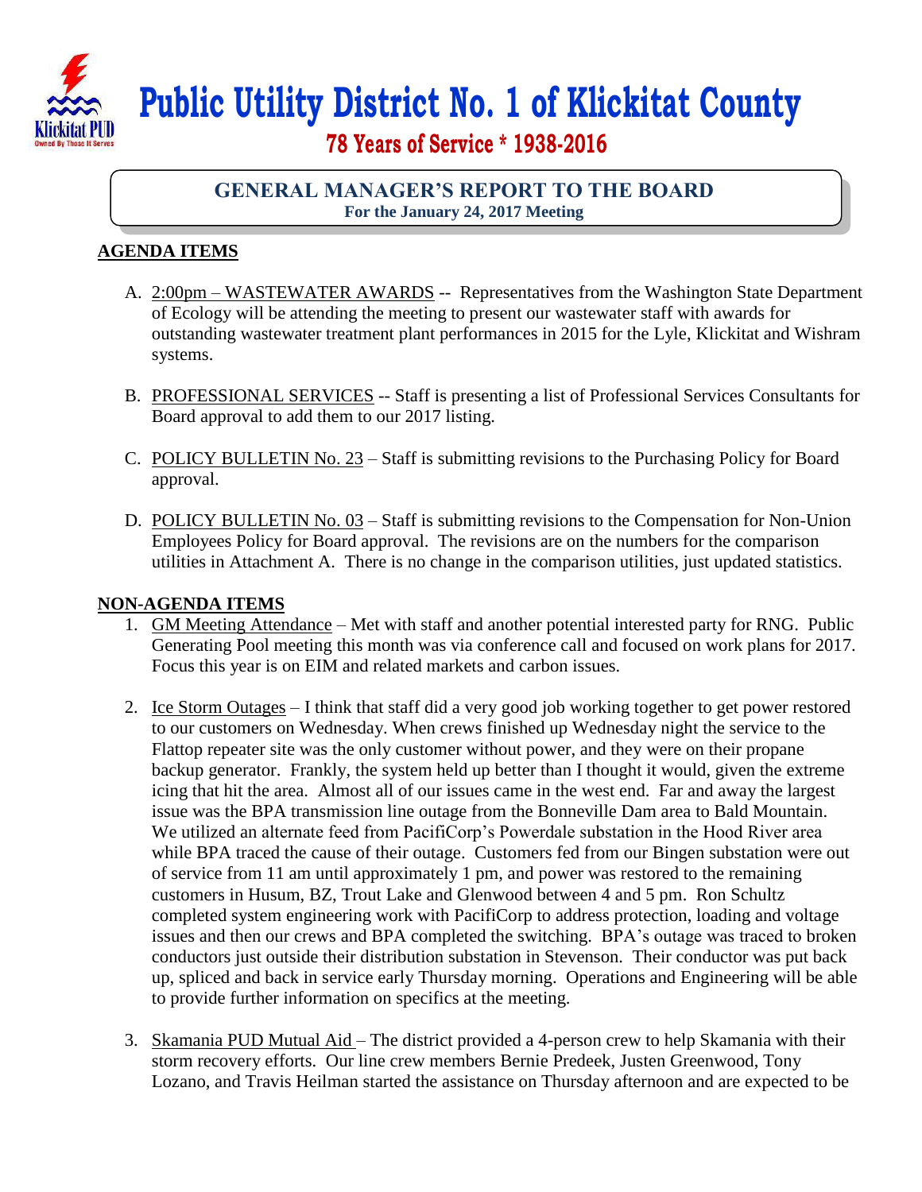# Public Utility District No. 1 of Klickitat County

**78 Years of Service * 1938-2016**

## GENERAL MANAGER'S REPORT TO THE BOARD

**For the January 24, 2017 Meeting**

### AGENDA ITEMS

A. 2:00pm – WASTEWATER AWARDS -- Representatives from the Washington State Department of Ecology will be attending the meeting to present our wastewater staff with awards for outstanding wastewater treatment plant performances in 2015 for the Lyle, Klickitat and Wishram systems.

B. PROFESSIONAL SERVICES -- Staff is presenting a list of Professional Services Consultants for Board approval to add them to our 2017 listing.

C. POLICY BULLETIN No. 23 – Staff is submitting revisions to the Purchasing Policy for Board approval.

D. POLICY BULLETIN No. 03 – Staff is submitting revisions to the Compensation for Non-Union Employees Policy for Board approval. The revisions are on the numbers for the comparison utilities in Attachment A. There is no change in the comparison utilities, just updated statistics.

### NON-AGENDA ITEMS

1. GM Meeting Attendance – Met with staff and another potential interested party for RNG. Public Generating Pool meeting this month was via conference call and focused on work plans for 2017. Focus this year is on EIM and related markets and carbon issues.

2. Ice Storm Outages – I think that staff did a very good job working together to get power restored to our customers on Wednesday. When crews finished up Wednesday night the service to the Flattop repeater site was the only customer without power, and they were on their propane backup generator. Frankly, the system held up better than I thought it would, given the extreme icing that hit the area. Almost all of our issues came in the west end. Far and away the largest issue was the BPA transmission line outage from the Bonneville Dam area to Bald Mountain. We utilized an alternate feed from PacifiCorp's Powerdale substation in the Hood River area while BPA traced the cause of their outage. Customers fed from our Bingen substation were out of service from 11 am until approximately 1 pm, and power was restored to the remaining customers in Husum, BZ, Trout Lake and Glenwood between 4 and 5 pm. Ron Schultz completed system engineering work with PacifiCorp to address protection, loading and voltage issues and then our crews and BPA completed the switching. BPA's outage was traced to broken conductors just outside their distribution substation in Stevenson. Their conductor was put back up, spliced and back in service early Thursday morning. Operations and Engineering will be able to provide further information on specifics at the meeting.

3. Skamania PUD Mutual Aid – The district provided a 4-person crew to help Skamania with their storm recovery efforts. Our line crew members Bernie Predeek, Justen Greenwood, Tony Lozano, and Travis Heilman started the assistance on Thursday afternoon and are expected to be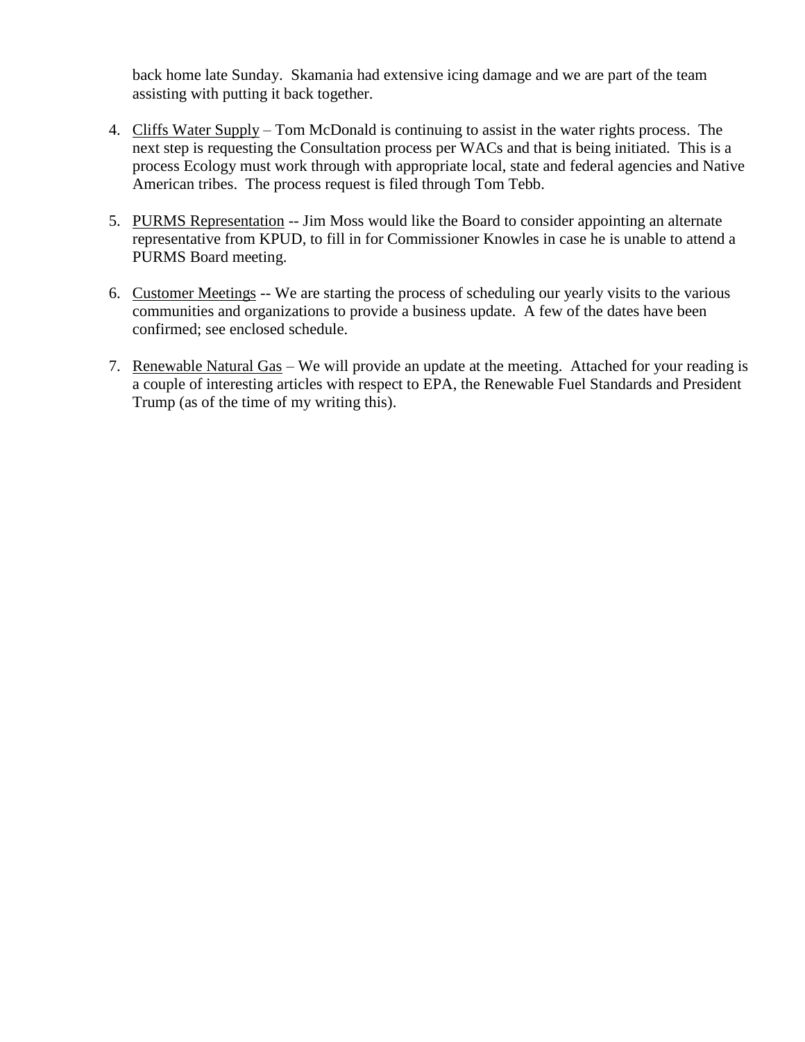back home late Sunday. Skamania had extensive icing damage and we are part of the team assisting with putting it back together.

4. <u>Cliffs Water Supply</u> – Tom McDonald is continuing to assist in the water rights process. The next step is requesting the Consultation process per WACs and that is being initiated. This is a process Ecology must work through with appropriate local, state and federal agencies and Native American tribes. The process request is filed through Tom Tebb.

5. <u>PURMS Representation</u> -- Jim Moss would like the Board to consider appointing an alternate representative from KPUD, to fill in for Commissioner Knowles in case he is unable to attend a PURMS Board meeting.

6. <u>Customer Meetings</u> -- We are starting the process of scheduling our yearly visits to the various communities and organizations to provide a business update. A few of the dates have been confirmed; see enclosed schedule.

7. <u>Renewable Natural Gas</u> – We will provide an update at the meeting. Attached for your reading is a couple of interesting articles with respect to EPA, the Renewable Fuel Standards and President Trump (as of the time of my writing this).